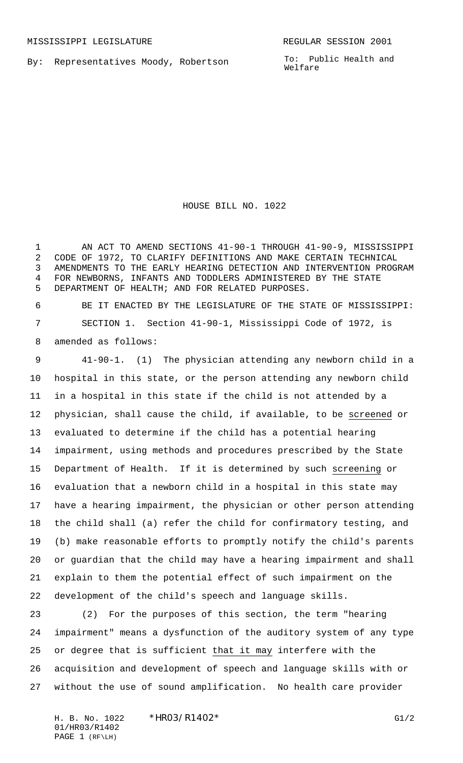MISSISSIPPI LEGISLATURE REGULAR SESSION 2001

By: Representatives Moody, Robertson

To: Public Health and Welfare

# HOUSE BILL NO. 1022

AN ACT TO AMEND SECTIONS 41-90-1 THROUGH 41-90-9, MISSISSIPPI CODE OF 1972, TO CLARIFY DEFINITIONS AND MAKE CERTAIN TECHNICAL AMENDMENTS TO THE EARLY HEARING DETECTION AND INTERVENTION PROGRAM FOR NEWBORNS, INFANTS AND TODDLERS ADMINISTERED BY THE STATE DEPARTMENT OF HEALTH; AND FOR RELATED PURPOSES.

BE IT ENACTED BY THE LEGISLATURE OF THE STATE OF MISSISSIPPI:

SECTION 1. Section 41-90-1, Mississippi Code of 1972, is amended as follows:

41-90-1. (1) The physician attending any newborn child in a hospital in this state, or the person attending any newborn child in a hospital in this state if the child is not attended by a physician, shall cause the child, if available, to be screened or evaluated to determine if the child has a potential hearing impairment, using methods and procedures prescribed by the State Department of Health. If it is determined by such screening or evaluation that a newborn child in a hospital in this state may have a hearing impairment, the physician or other person attending the child shall (a) refer the child for confirmatory testing, and (b) make reasonable efforts to promptly notify the child's parents or guardian that the child may have a hearing impairment and shall explain to them the potential effect of such impairment on the development of the child's speech and language skills.

(2) For the purposes of this section, the term "hearing impairment" means a dysfunction of the auditory system of any type or degree that is sufficient that it may interfere with the acquisition and development of speech and language skills with or without the use of sound amplification. No health care provider

H. B. No. 1022 \*HR03/R1402\* G1/2
01/HR03/R1402
PAGE 1 (RF\LH)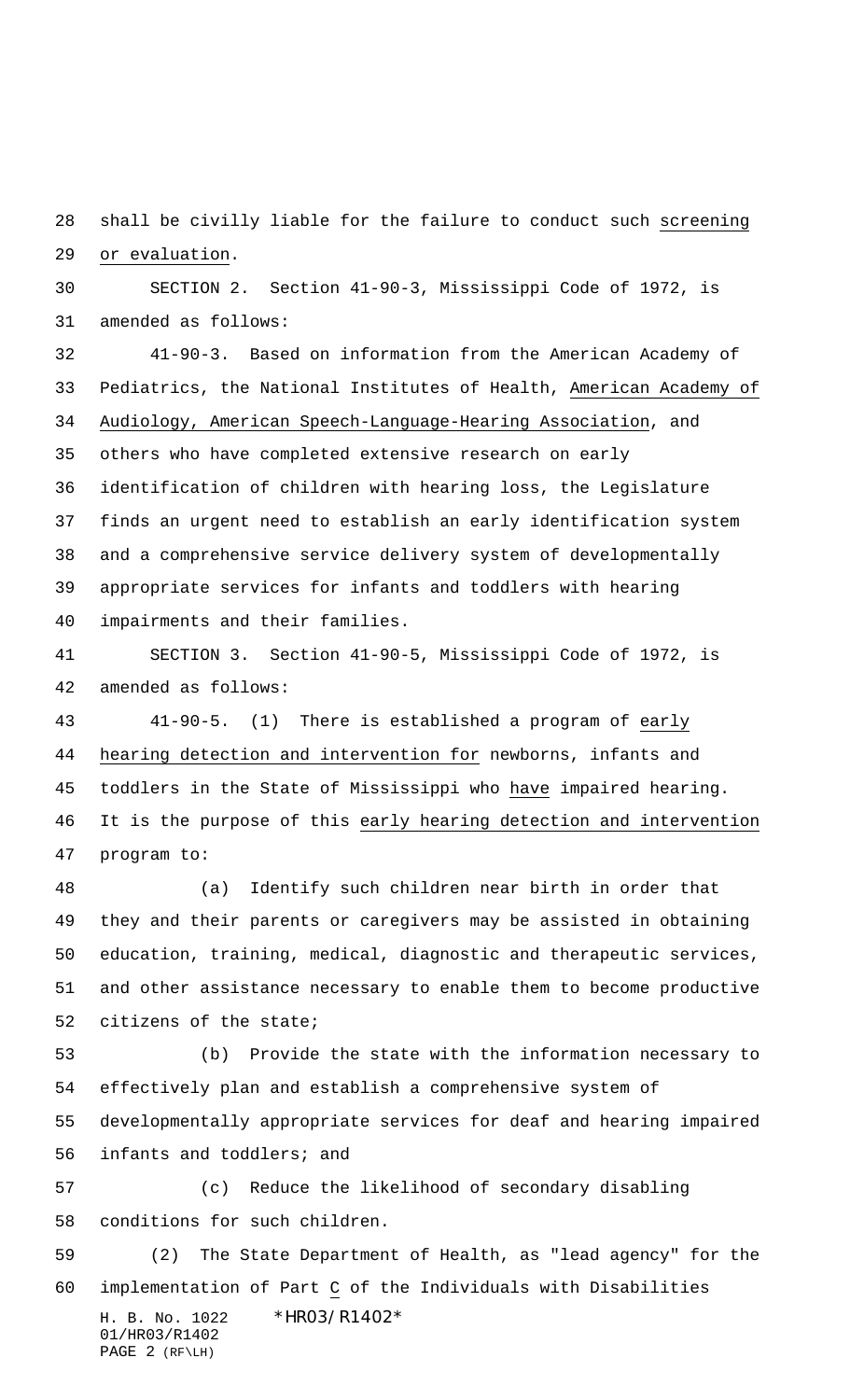shall be civilly liable for the failure to conduct such screening or evaluation.

SECTION 2. Section 41-90-3, Mississippi Code of 1972, is amended as follows:

41-90-3. Based on information from the American Academy of Pediatrics, the National Institutes of Health, American Academy of Audiology, American Speech-Language-Hearing Association, and others who have completed extensive research on early identification of children with hearing loss, the Legislature finds an urgent need to establish an early identification system and a comprehensive service delivery system of developmentally appropriate services for infants and toddlers with hearing impairments and their families.

SECTION 3. Section 41-90-5, Mississippi Code of 1972, is amended as follows:

41-90-5. (1) There is established a program of early hearing detection and intervention for newborns, infants and toddlers in the State of Mississippi who have impaired hearing. It is the purpose of this early hearing detection and intervention program to:

(a) Identify such children near birth in order that they and their parents or caregivers may be assisted in obtaining education, training, medical, diagnostic and therapeutic services, and other assistance necessary to enable them to become productive citizens of the state;

(b) Provide the state with the information necessary to effectively plan and establish a comprehensive system of developmentally appropriate services for deaf and hearing impaired infants and toddlers; and

(c) Reduce the likelihood of secondary disabling conditions for such children.

(2) The State Department of Health, as "lead agency" for the implementation of Part C of the Individuals with Disabilities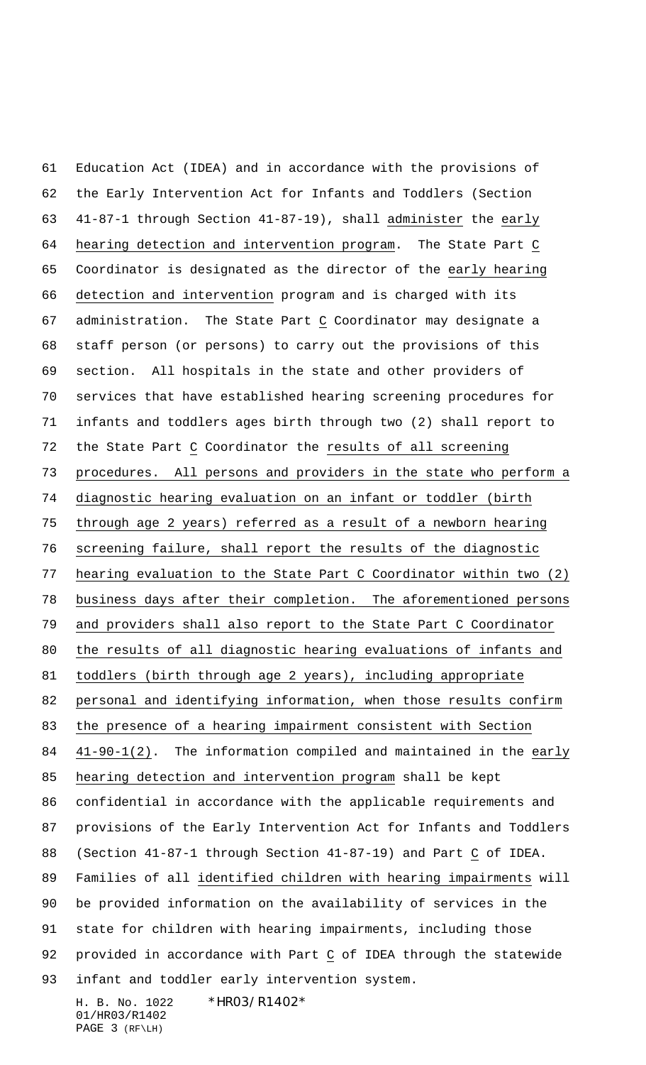Education Act (IDEA) and in accordance with the provisions of the Early Intervention Act for Infants and Toddlers (Section 41-87-1 through Section 41-87-19), shall administer the early hearing detection and intervention program. The State Part C Coordinator is designated as the director of the early hearing detection and intervention program and is charged with its administration. The State Part C Coordinator may designate a staff person (or persons) to carry out the provisions of this section. All hospitals in the state and other providers of services that have established hearing screening procedures for infants and toddlers ages birth through two (2) shall report to the State Part C Coordinator the results of all screening procedures. All persons and providers in the state who perform a diagnostic hearing evaluation on an infant or toddler (birth through age 2 years) referred as a result of a newborn hearing screening failure, shall report the results of the diagnostic hearing evaluation to the State Part C Coordinator within two (2) business days after their completion. The aforementioned persons and providers shall also report to the State Part C Coordinator the results of all diagnostic hearing evaluations of infants and toddlers (birth through age 2 years), including appropriate personal and identifying information, when those results confirm the presence of a hearing impairment consistent with Section 41-90-1(2). The information compiled and maintained in the early hearing detection and intervention program shall be kept confidential in accordance with the applicable requirements and provisions of the Early Intervention Act for Infants and Toddlers (Section 41-87-1 through Section 41-87-19) and Part C of IDEA. Families of all identified children with hearing impairments will be provided information on the availability of services in the state for children with hearing impairments, including those provided in accordance with Part C of IDEA through the statewide infant and toddler early intervention system.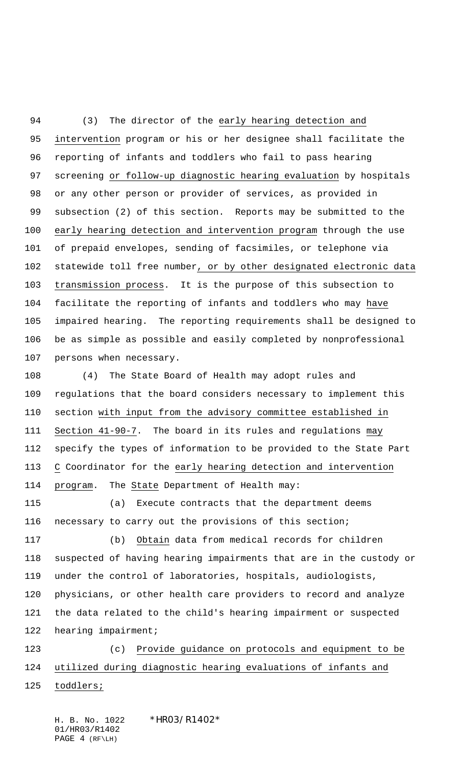(3) The director of the early hearing detection and intervention program or his or her designee shall facilitate the reporting of infants and toddlers who fail to pass hearing screening or follow-up diagnostic hearing evaluation by hospitals or any other person or provider of services, as provided in subsection (2) of this section. Reports may be submitted to the early hearing detection and intervention program through the use of prepaid envelopes, sending of facsimiles, or telephone via statewide toll free number, or by other designated electronic data transmission process. It is the purpose of this subsection to facilitate the reporting of infants and toddlers who may have impaired hearing. The reporting requirements shall be designed to be as simple as possible and easily completed by nonprofessional persons when necessary.

(4) The State Board of Health may adopt rules and regulations that the board considers necessary to implement this section with input from the advisory committee established in Section 41-90-7. The board in its rules and regulations may specify the types of information to be provided to the State Part C Coordinator for the early hearing detection and intervention program. The State Department of Health may:

(a) Execute contracts that the department deems necessary to carry out the provisions of this section;

(b) Obtain data from medical records for children suspected of having hearing impairments that are in the custody or under the control of laboratories, hospitals, audiologists, physicians, or other health care providers to record and analyze the data related to the child's hearing impairment or suspected hearing impairment;

(c) Provide guidance on protocols and equipment to be utilized during diagnostic hearing evaluations of infants and toddlers;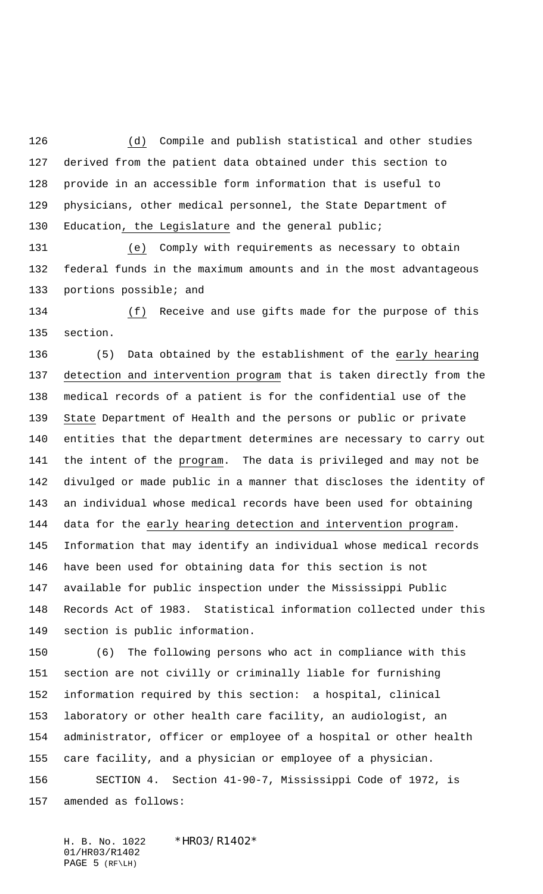(d) Compile and publish statistical and other studies derived from the patient data obtained under this section to provide in an accessible form information that is useful to physicians, other medical personnel, the State Department of Education, the Legislature and the general public;

(e) Comply with requirements as necessary to obtain federal funds in the maximum amounts and in the most advantageous portions possible; and

(f) Receive and use gifts made for the purpose of this section.

(5) Data obtained by the establishment of the early hearing detection and intervention program that is taken directly from the medical records of a patient is for the confidential use of the State Department of Health and the persons or public or private entities that the department determines are necessary to carry out the intent of the program. The data is privileged and may not be divulged or made public in a manner that discloses the identity of an individual whose medical records have been used for obtaining data for the early hearing detection and intervention program. Information that may identify an individual whose medical records have been used for obtaining data for this section is not available for public inspection under the Mississippi Public Records Act of 1983. Statistical information collected under this section is public information.

(6) The following persons who act in compliance with this section are not civilly or criminally liable for furnishing information required by this section: a hospital, clinical laboratory or other health care facility, an audiologist, an administrator, officer or employee of a hospital or other health care facility, and a physician or employee of a physician.

SECTION 4. Section 41-90-7, Mississippi Code of 1972, is amended as follows: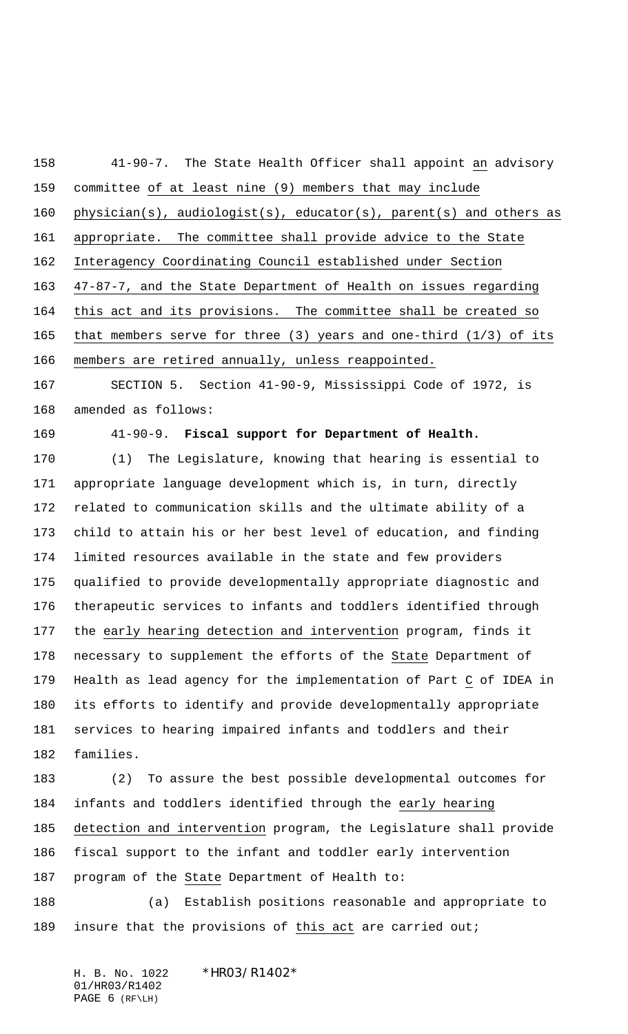41-90-7. The State Health Officer shall appoint an advisory committee of at least nine (9) members that may include physician(s), audiologist(s), educator(s), parent(s) and others as appropriate. The committee shall provide advice to the State Interagency Coordinating Council established under Section 47-87-7, and the State Department of Health on issues regarding this act and its provisions. The committee shall be created so that members serve for three (3) years and one-third (1/3) of its members are retired annually, unless reappointed.

SECTION 5. Section 41-90-9, Mississippi Code of 1972, is amended as follows:

41-90-9. **Fiscal support for Department of Health.**

(1) The Legislature, knowing that hearing is essential to appropriate language development which is, in turn, directly related to communication skills and the ultimate ability of a child to attain his or her best level of education, and finding limited resources available in the state and few providers qualified to provide developmentally appropriate diagnostic and therapeutic services to infants and toddlers identified through the early hearing detection and intervention program, finds it necessary to supplement the efforts of the State Department of Health as lead agency for the implementation of Part C of IDEA in its efforts to identify and provide developmentally appropriate services to hearing impaired infants and toddlers and their families.

(2) To assure the best possible developmental outcomes for infants and toddlers identified through the early hearing detection and intervention program, the Legislature shall provide fiscal support to the infant and toddler early intervention program of the State Department of Health to:

(a) Establish positions reasonable and appropriate to insure that the provisions of this act are carried out;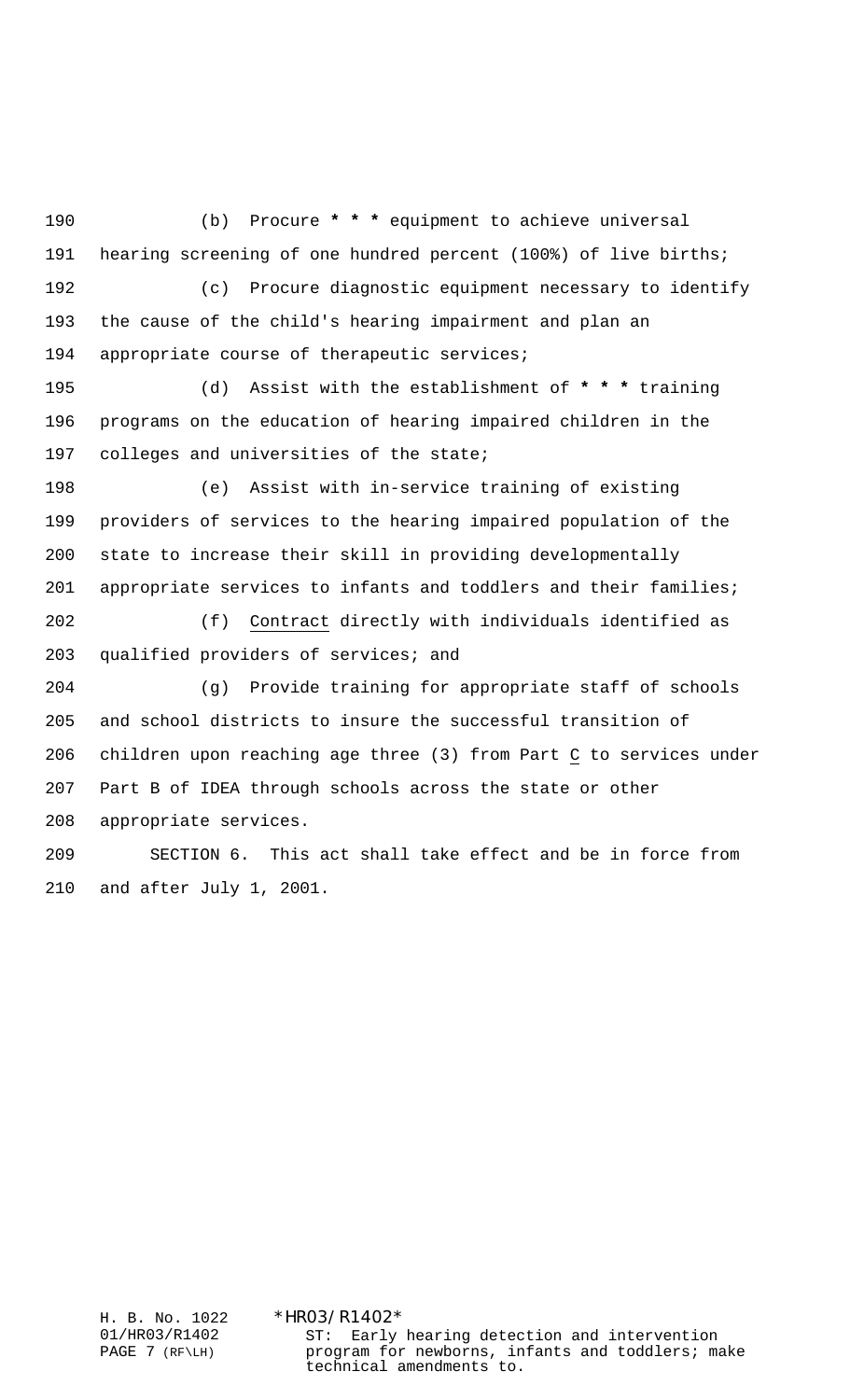(b) Procure **\* \* \*** equipment to achieve universal hearing screening of one hundred percent (100%) of live births;

(c) Procure diagnostic equipment necessary to identify the cause of the child's hearing impairment and plan an appropriate course of therapeutic services;

(d) Assist with the establishment of **\* \* \*** training programs on the education of hearing impaired children in the colleges and universities of the state;

(e) Assist with in-service training of existing providers of services to the hearing impaired population of the state to increase their skill in providing developmentally appropriate services to infants and toddlers and their families;

(f) <u>Contract</u> directly with individuals identified as qualified providers of services; and

(g) Provide training for appropriate staff of schools and school districts to insure the successful transition of children upon reaching age three (3) from Part <u>C</u> to services under Part B of IDEA through schools across the state or other appropriate services.

SECTION 6. This act shall take effect and be in force from and after July 1, 2001.

H. B. No. 1022
01/HR03/R1402
ST: Early hearing detection and intervention program for newborns, infants and toddlers; make technical amendments to.